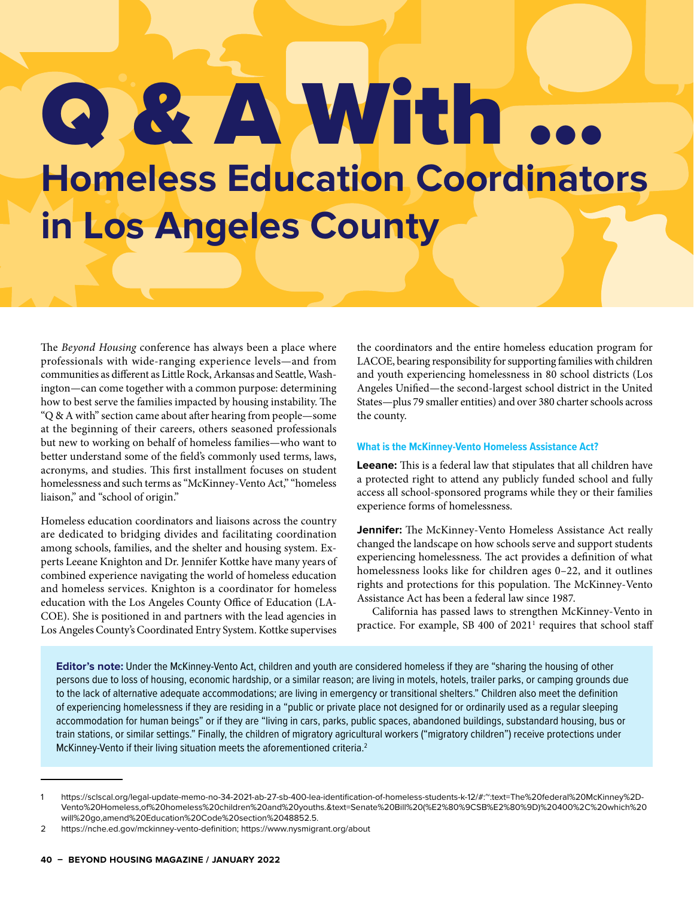# Q & A With ...

## Homeless Education Coordinators in Los Angeles County

The *Beyond Housing* conference has always been a place where professionals with wide-ranging experience levels—and from communities as different as Little Rock, Arkansas and Seattle, Washington—can come together with a common purpose: determining how to best serve the families impacted by housing instability. The "Q & A with" section came about after hearing from people—some at the beginning of their careers, others seasoned professionals but new to working on behalf of homeless families—who want to better understand some of the field's commonly used terms, laws, acronyms, and studies. This first installment focuses on student homelessness and such terms as "McKinney-Vento Act," "homeless liaison," and "school of origin."

Homeless education coordinators and liaisons across the country are dedicated to bridging divides and facilitating coordination among schools, families, and the shelter and housing system. Experts Leeane Knighton and Dr. Jennifer Kottke have many years of combined experience navigating the world of homeless education and homeless services. Knighton is a coordinator for homeless education with the Los Angeles County Office of Education (LACOE). She is positioned in and partners with the lead agencies in Los Angeles County's Coordinated Entry System. Kottke supervises the coordinators and the entire homeless education program for LACOE, bearing responsibility for supporting families with children and youth experiencing homelessness in 80 school districts (Los Angeles Unified—the second-largest school district in the United States—plus 79 smaller entities) and over 380 charter schools across the county.

### What is the McKinney-Vento Homeless Assistance Act?

**Leeane:** This is a federal law that stipulates that all children have a protected right to attend any publicly funded school and fully access all school-sponsored programs while they or their families experience forms of homelessness.

**Jennifer:** The McKinney-Vento Homeless Assistance Act really changed the landscape on how schools serve and support students experiencing homelessness. The act provides a definition of what homelessness looks like for children ages 0–22, and it outlines rights and protections for this population. The McKinney-Vento Assistance Act has been a federal law since 1987.

California has passed laws to strengthen McKinney-Vento in practice. For example, SB 400 of 2021[1] requires that school staff

**Editor's note:** Under the McKinney-Vento Act, children and youth are considered homeless if they are "sharing the housing of other persons due to loss of housing, economic hardship, or a similar reason; are living in motels, hotels, trailer parks, or camping grounds due to the lack of alternative adequate accommodations; are living in emergency or transitional shelters." Children also meet the definition of experiencing homelessness if they are residing in a "public or private place not designed for or ordinarily used as a regular sleeping accommodation for human beings" or if they are "living in cars, parks, public spaces, abandoned buildings, substandard housing, bus or train stations, or similar settings." Finally, the children of migratory agricultural workers ("migratory children") receive protections under McKinney-Vento if their living situation meets the aforementioned criteria.[2]

---

1 https://sclscal.org/legal-update-memo-no-34-2021-ab-27-sb-400-lea-identification-of-homeless-students-k-12/#:~:text=The%20federal%20McKinney%2D-Vento%20Homeless,of%20homeless%20children%20and%20youths.&text=Senate%20Bill%20(%E2%80%9CSB%E2%80%9D)%20400%2C%20which%20will%20go,amend%20Education%20Code%20section%2048852.5.

2 https://nche.ed.gov/mckinney-vento-definition; https://www.nysmigrant.org/about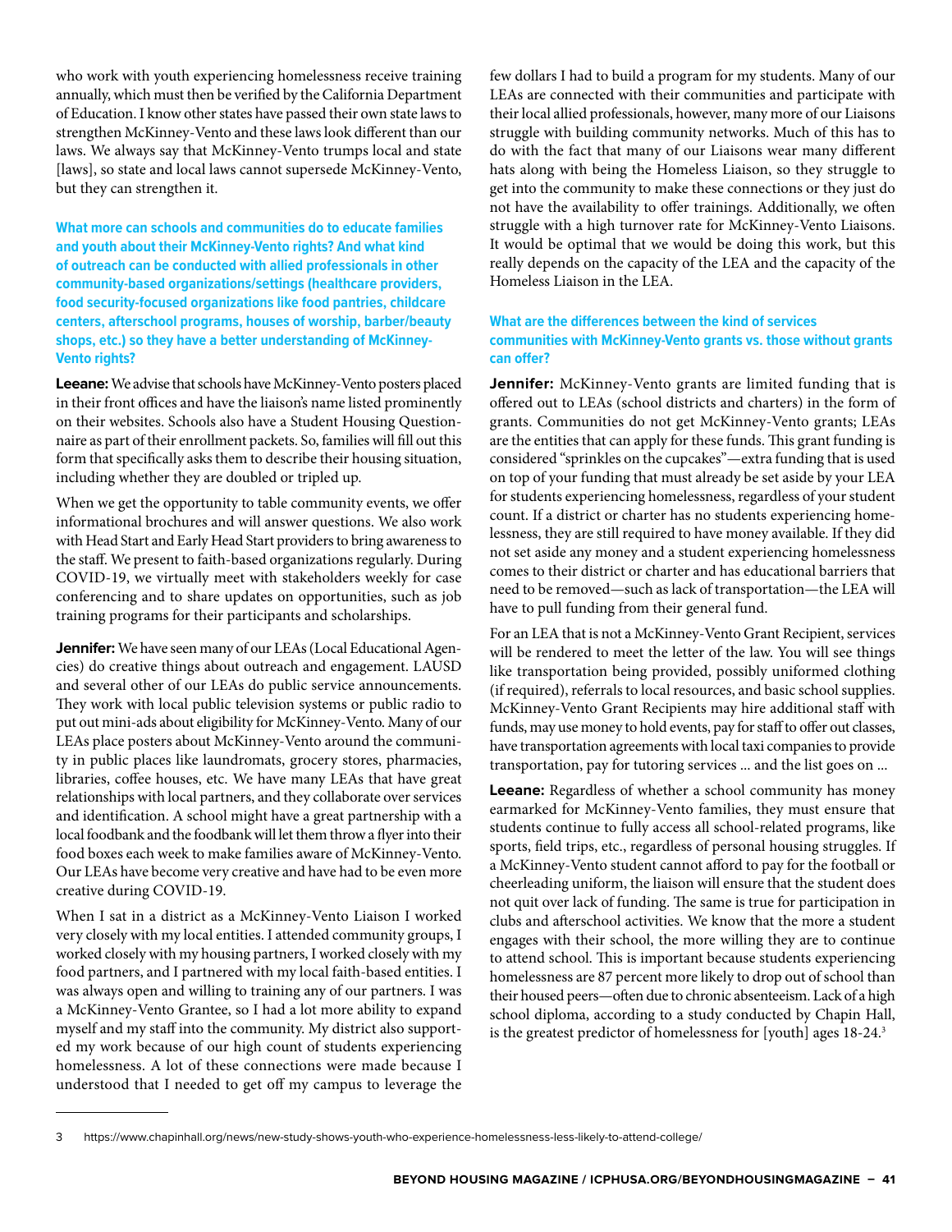who work with youth experiencing homelessness receive training annually, which must then be verified by the California Department of Education. I know other states have passed their own state laws to strengthen McKinney-Vento and these laws look different than our laws. We always say that McKinney-Vento trumps local and state [laws], so state and local laws cannot supersede McKinney-Vento, but they can strengthen it.

**What more can schools and communities do to educate families and youth about their McKinney-Vento rights? And what kind of outreach can be conducted with allied professionals in other community-based organizations/settings (healthcare providers, food security-focused organizations like food pantries, childcare centers, afterschool programs, houses of worship, barber/beauty shops, etc.) so they have a better understanding of McKinney-Vento rights?**

**Leeane:** We advise that schools have McKinney-Vento posters placed in their front offices and have the liaison's name listed prominently on their websites. Schools also have a Student Housing Questionnaire as part of their enrollment packets. So, families will fill out this form that specifically asks them to describe their housing situation, including whether they are doubled or tripled up.

When we get the opportunity to table community events, we offer informational brochures and will answer questions. We also work with Head Start and Early Head Start providers to bring awareness to the staff. We present to faith-based organizations regularly. During COVID-19, we virtually meet with stakeholders weekly for case conferencing and to share updates on opportunities, such as job training programs for their participants and scholarships.

**Jennifer:** We have seen many of our LEAs (Local Educational Agencies) do creative things about outreach and engagement. LAUSD and several other of our LEAs do public service announcements. They work with local public television systems or public radio to put out mini-ads about eligibility for McKinney-Vento. Many of our LEAs place posters about McKinney-Vento around the community in public places like laundromats, grocery stores, pharmacies, libraries, coffee houses, etc. We have many LEAs that have great relationships with local partners, and they collaborate over services and identification. A school might have a great partnership with a local foodbank and the foodbank will let them throw a flyer into their food boxes each week to make families aware of McKinney-Vento. Our LEAs have become very creative and have had to be even more creative during COVID-19.

When I sat in a district as a McKinney-Vento Liaison I worked very closely with my local entities. I attended community groups, I worked closely with my housing partners, I worked closely with my food partners, and I partnered with my local faith-based entities. I was always open and willing to training any of our partners. I was a McKinney-Vento Grantee, so I had a lot more ability to expand myself and my staff into the community. My district also supported my work because of our high count of students experiencing homelessness. A lot of these connections were made because I understood that I needed to get off my campus to leverage the few dollars I had to build a program for my students. Many of our LEAs are connected with their communities and participate with their local allied professionals, however, many more of our Liaisons struggle with building community networks. Much of this has to do with the fact that many of our Liaisons wear many different hats along with being the Homeless Liaison, so they struggle to get into the community to make these connections or they just do not have the availability to offer trainings. Additionally, we often struggle with a high turnover rate for McKinney-Vento Liaisons. It would be optimal that we would be doing this work, but this really depends on the capacity of the LEA and the capacity of the Homeless Liaison in the LEA.

**What are the differences between the kind of services communities with McKinney-Vento grants vs. those without grants can offer?**

**Jennifer:** McKinney-Vento grants are limited funding that is offered out to LEAs (school districts and charters) in the form of grants. Communities do not get McKinney-Vento grants; LEAs are the entities that can apply for these funds. This grant funding is considered "sprinkles on the cupcakes"—extra funding that is used on top of your funding that must already be set aside by your LEA for students experiencing homelessness, regardless of your student count. If a district or charter has no students experiencing homelessness, they are still required to have money available. If they did not set aside any money and a student experiencing homelessness comes to their district or charter and has educational barriers that need to be removed—such as lack of transportation—the LEA will have to pull funding from their general fund.

For an LEA that is not a McKinney-Vento Grant Recipient, services will be rendered to meet the letter of the law. You will see things like transportation being provided, possibly uniformed clothing (if required), referrals to local resources, and basic school supplies. McKinney-Vento Grant Recipients may hire additional staff with funds, may use money to hold events, pay for staff to offer out classes, have transportation agreements with local taxi companies to provide transportation, pay for tutoring services … and the list goes on …

**Leeane:** Regardless of whether a school community has money earmarked for McKinney-Vento families, they must ensure that students continue to fully access all school-related programs, like sports, field trips, etc., regardless of personal housing struggles. If a McKinney-Vento student cannot afford to pay for the football or cheerleading uniform, the liaison will ensure that the student does not quit over lack of funding. The same is true for participation in clubs and afterschool activities. We know that the more a student engages with their school, the more willing they are to continue to attend school. This is important because students experiencing homelessness are 87 percent more likely to drop out of school than their housed peers—often due to chronic absenteeism. Lack of a high school diploma, according to a study conducted by Chapin Hall, is the greatest predictor of homelessness for [youth] ages 18-24.[3]

---

3 https://www.chapinhall.org/news/new-study-shows-youth-who-experience-homelessness-less-likely-to-attend-college/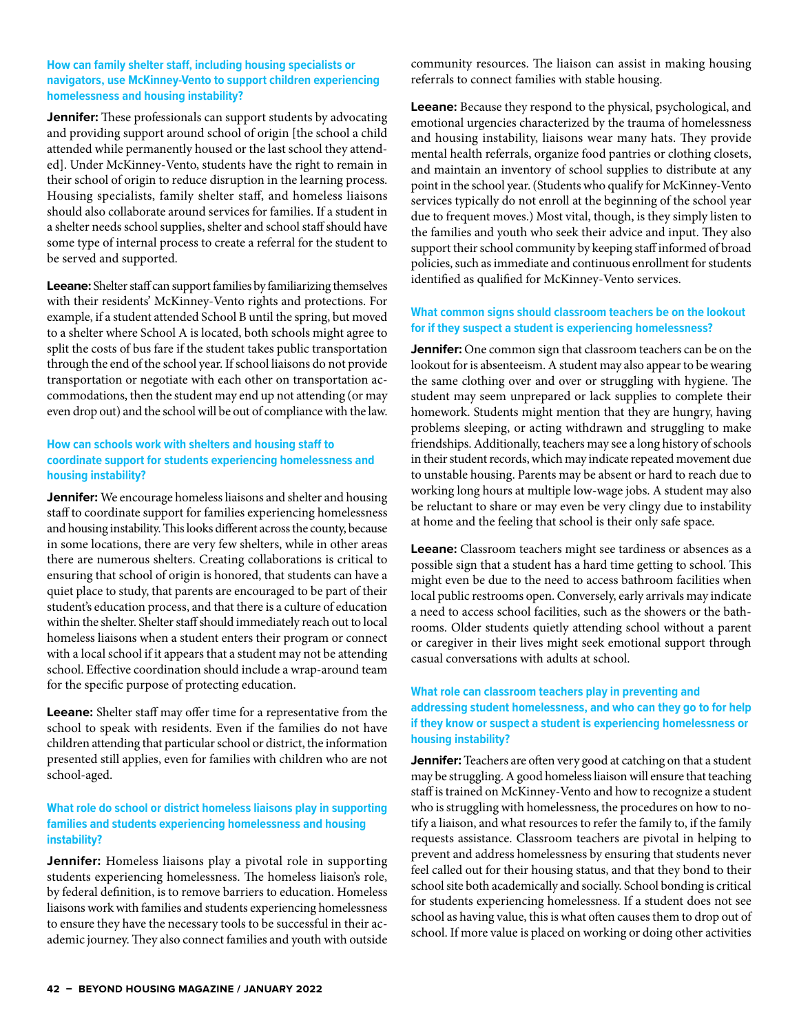### How can family shelter staff, including housing specialists or navigators, use McKinney-Vento to support children experiencing homelessness and housing instability?

**Jennifer:** These professionals can support students by advocating and providing support around school of origin [the school a child attended while permanently housed or the last school they attended]. Under McKinney-Vento, students have the right to remain in their school of origin to reduce disruption in the learning process. Housing specialists, family shelter staff, and homeless liaisons should also collaborate around services for families. If a student in a shelter needs school supplies, shelter and school staff should have some type of internal process to create a referral for the student to be served and supported.

**Leeane:** Shelter staff can support families by familiarizing themselves with their residents' McKinney-Vento rights and protections. For example, if a student attended School B until the spring, but moved to a shelter where School A is located, both schools might agree to split the costs of bus fare if the student takes public transportation through the end of the school year. If school liaisons do not provide transportation or negotiate with each other on transportation accommodations, then the student may end up not attending (or may even drop out) and the school will be out of compliance with the law.

### How can schools work with shelters and housing staff to coordinate support for students experiencing homelessness and housing instability?

**Jennifer:** We encourage homeless liaisons and shelter and housing staff to coordinate support for families experiencing homelessness and housing instability. This looks different across the county, because in some locations, there are very few shelters, while in other areas there are numerous shelters. Creating collaborations is critical to ensuring that school of origin is honored, that students can have a quiet place to study, that parents are encouraged to be part of their student's education process, and that there is a culture of education within the shelter. Shelter staff should immediately reach out to local homeless liaisons when a student enters their program or connect with a local school if it appears that a student may not be attending school. Effective coordination should include a wrap-around team for the specific purpose of protecting education.

**Leeane:** Shelter staff may offer time for a representative from the school to speak with residents. Even if the families do not have children attending that particular school or district, the information presented still applies, even for families with children who are not school-aged.

### What role do school or district homeless liaisons play in supporting families and students experiencing homelessness and housing instability?

**Jennifer:** Homeless liaisons play a pivotal role in supporting students experiencing homelessness. The homeless liaison's role, by federal definition, is to remove barriers to education. Homeless liaisons work with families and students experiencing homelessness to ensure they have the necessary tools to be successful in their academic journey. They also connect families and youth with outside community resources. The liaison can assist in making housing referrals to connect families with stable housing.

**Leeane:** Because they respond to the physical, psychological, and emotional urgencies characterized by the trauma of homelessness and housing instability, liaisons wear many hats. They provide mental health referrals, organize food pantries or clothing closets, and maintain an inventory of school supplies to distribute at any point in the school year. (Students who qualify for McKinney-Vento services typically do not enroll at the beginning of the school year due to frequent moves.) Most vital, though, is they simply listen to the families and youth who seek their advice and input. They also support their school community by keeping staff informed of broad policies, such as immediate and continuous enrollment for students identified as qualified for McKinney-Vento services.

### What common signs should classroom teachers be on the lookout for if they suspect a student is experiencing homelessness?

**Jennifer:** One common sign that classroom teachers can be on the lookout for is absenteeism. A student may also appear to be wearing the same clothing over and over or struggling with hygiene. The student may seem unprepared or lack supplies to complete their homework. Students might mention that they are hungry, having problems sleeping, or acting withdrawn and struggling to make friendships. Additionally, teachers may see a long history of schools in their student records, which may indicate repeated movement due to unstable housing. Parents may be absent or hard to reach due to working long hours at multiple low-wage jobs. A student may also be reluctant to share or may even be very clingy due to instability at home and the feeling that school is their only safe space.

**Leeane:** Classroom teachers might see tardiness or absences as a possible sign that a student has a hard time getting to school. This might even be due to the need to access bathroom facilities when local public restrooms open. Conversely, early arrivals may indicate a need to access school facilities, such as the showers or the bathrooms. Older students quietly attending school without a parent or caregiver in their lives might seek emotional support through casual conversations with adults at school.

### What role can classroom teachers play in preventing and addressing student homelessness, and who can they go to for help if they know or suspect a student is experiencing homelessness or housing instability?

**Jennifer:** Teachers are often very good at catching on that a student may be struggling. A good homeless liaison will ensure that teaching staff is trained on McKinney-Vento and how to recognize a student who is struggling with homelessness, the procedures on how to notify a liaison, and what resources to refer the family to, if the family requests assistance. Classroom teachers are pivotal in helping to prevent and address homelessness by ensuring that students never feel called out for their housing status, and that they bond to their school site both academically and socially. School bonding is critical for students experiencing homelessness. If a student does not see school as having value, this is what often causes them to drop out of school. If more value is placed on working or doing other activities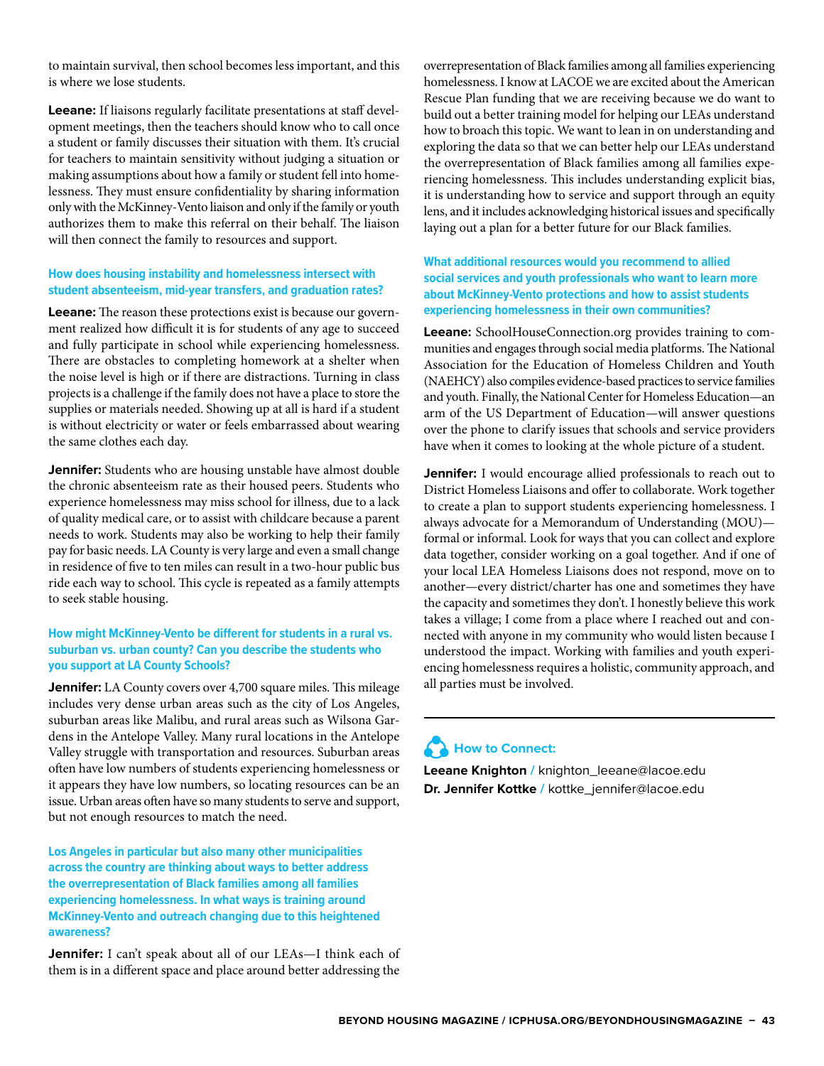to maintain survival, then school becomes less important, and this is where we lose students.

**Leeane:** If liaisons regularly facilitate presentations at staff development meetings, then the teachers should know who to call once a student or family discusses their situation with them. It's crucial for teachers to maintain sensitivity without judging a situation or making assumptions about how a family or student fell into homelessness. They must ensure confidentiality by sharing information only with the McKinney-Vento liaison and only if the family or youth authorizes them to make this referral on their behalf. The liaison will then connect the family to resources and support.

### How does housing instability and homelessness intersect with student absenteeism, mid-year transfers, and graduation rates?

**Leeane:** The reason these protections exist is because our government realized how difficult it is for students of any age to succeed and fully participate in school while experiencing homelessness. There are obstacles to completing homework at a shelter when the noise level is high or if there are distractions. Turning in class projects is a challenge if the family does not have a place to store the supplies or materials needed. Showing up at all is hard if a student is without electricity or water or feels embarrassed about wearing the same clothes each day.

**Jennifer:** Students who are housing unstable have almost double the chronic absenteeism rate as their housed peers. Students who experience homelessness may miss school for illness, due to a lack of quality medical care, or to assist with childcare because a parent needs to work. Students may also be working to help their family pay for basic needs. LA County is very large and even a small change in residence of five to ten miles can result in a two-hour public bus ride each way to school. This cycle is repeated as a family attempts to seek stable housing.

### How might McKinney-Vento be different for students in a rural vs. suburban vs. urban county? Can you describe the students who you support at LA County Schools?

**Jennifer:** LA County covers over 4,700 square miles. This mileage includes very dense urban areas such as the city of Los Angeles, suburban areas like Malibu, and rural areas such as Wilsona Gardens in the Antelope Valley. Many rural locations in the Antelope Valley struggle with transportation and resources. Suburban areas often have low numbers of students experiencing homelessness or it appears they have low numbers, so locating resources can be an issue. Urban areas often have so many students to serve and support, but not enough resources to match the need.

### Los Angeles in particular but also many other municipalities across the country are thinking about ways to better address the overrepresentation of Black families among all families experiencing homelessness. In what ways is training around McKinney-Vento and outreach changing due to this heightened awareness?

**Jennifer:** I can't speak about all of our LEAs—I think each of them is in a different space and place around better addressing the overrepresentation of Black families among all families experiencing homelessness. I know at LACOE we are excited about the American Rescue Plan funding that we are receiving because we do want to build out a better training model for helping our LEAs understand how to broach this topic. We want to lean in on understanding and exploring the data so that we can better help our LEAs understand the overrepresentation of Black families among all families experiencing homelessness. This includes understanding explicit bias, it is understanding how to service and support through an equity lens, and it includes acknowledging historical issues and specifically laying out a plan for a better future for our Black families.

### What additional resources would you recommend to allied social services and youth professionals who want to learn more about McKinney-Vento protections and how to assist students experiencing homelessness in their own communities?

**Leeane:** SchoolHouseConnection.org provides training to communities and engages through social media platforms. The National Association for the Education of Homeless Children and Youth (NAEHCY) also compiles evidence-based practices to service families and youth. Finally, the National Center for Homeless Education—an arm of the US Department of Education—will answer questions over the phone to clarify issues that schools and service providers have when it comes to looking at the whole picture of a student.

**Jennifer:** I would encourage allied professionals to reach out to District Homeless Liaisons and offer to collaborate. Work together to create a plan to support students experiencing homelessness. I always advocate for a Memorandum of Understanding (MOU)—formal or informal. Look for ways that you can collect and explore data together, consider working on a goal together. And if one of your local LEA Homeless Liaisons does not respond, move on to another—every district/charter has one and sometimes they have the capacity and sometimes they don't. I honestly believe this work takes a village; I come from a place where I reached out and connected with anyone in my community who would listen because I understood the impact. Working with families and youth experiencing homelessness requires a holistic, community approach, and all parties must be involved.

---

### How to Connect:

**Leeane Knighton** / knighton_leeane@lacoe.edu
**Dr. Jennifer Kottke** / kottke_jennifer@lacoe.edu